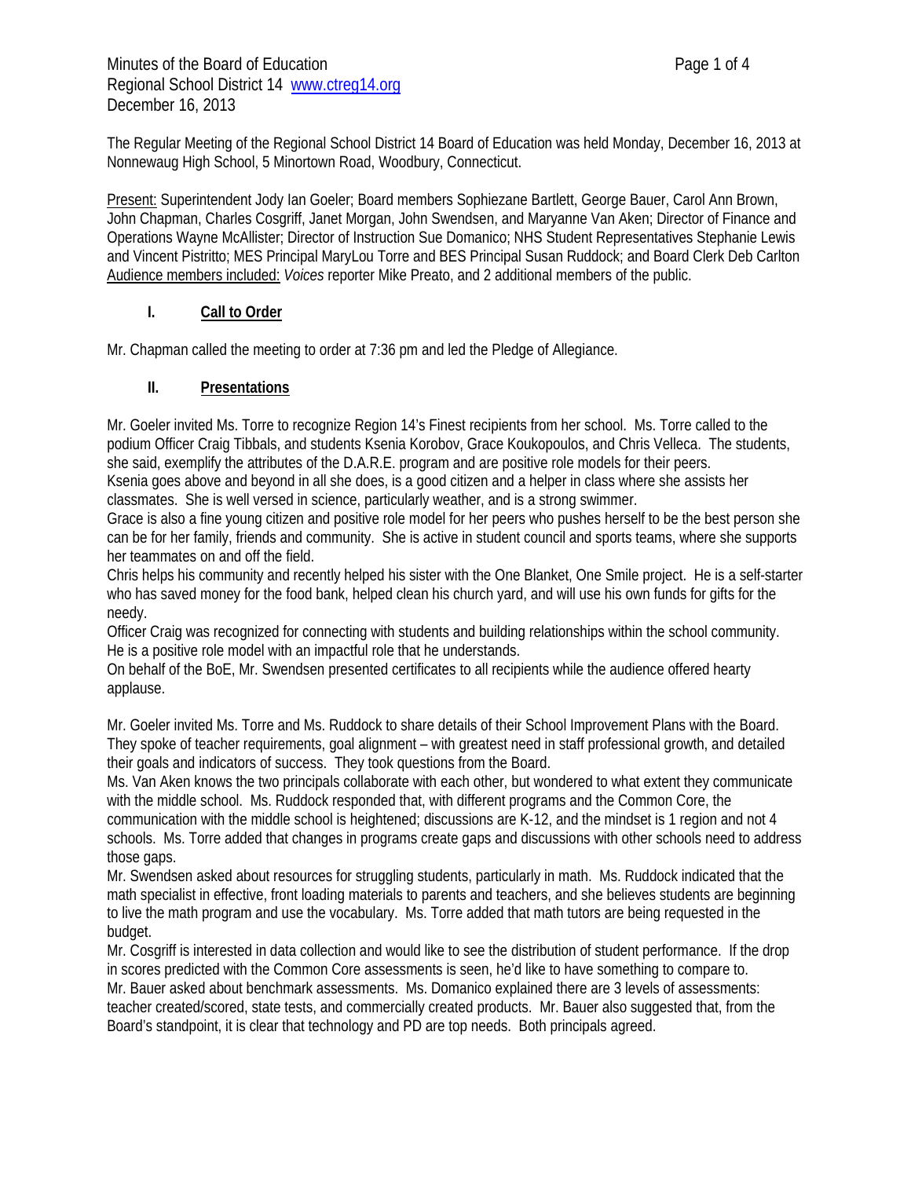Minutes of the Board of Education
Regional School District 14 www.ctreg14.org
December 16, 2013

The Regular Meeting of the Regional School District 14 Board of Education was held Monday, December 16, 2013 at Nonnewaug High School, 5 Minortown Road, Woodbury, Connecticut.

Present: Superintendent Jody Ian Goeler; Board members Sophiezane Bartlett, George Bauer, Carol Ann Brown, John Chapman, Charles Cosgriff, Janet Morgan, John Swendsen, and Maryanne Van Aken; Director of Finance and Operations Wayne McAllister; Director of Instruction Sue Domanico; NHS Student Representatives Stephanie Lewis and Vincent Pistritto; MES Principal MaryLou Torre and BES Principal Susan Ruddock; and Board Clerk Deb Carlton
Audience members included: *Voices* reporter Mike Preato, and 2 additional members of the public.

## I. Call to Order

Mr. Chapman called the meeting to order at 7:36 pm and led the Pledge of Allegiance.

## II. Presentations

Mr. Goeler invited Ms. Torre to recognize Region 14's Finest recipients from her school. Ms. Torre called to the podium Officer Craig Tibbals, and students Ksenia Korobov, Grace Koukopoulos, and Chris Velleca. The students, she said, exemplify the attributes of the D.A.R.E. program and are positive role models for their peers.
Ksenia goes above and beyond in all she does, is a good citizen and a helper in class where she assists her classmates. She is well versed in science, particularly weather, and is a strong swimmer.
Grace is also a fine young citizen and positive role model for her peers who pushes herself to be the best person she can be for her family, friends and community. She is active in student council and sports teams, where she supports her teammates on and off the field.
Chris helps his community and recently helped his sister with the One Blanket, One Smile project. He is a self-starter who has saved money for the food bank, helped clean his church yard, and will use his own funds for gifts for the needy.
Officer Craig was recognized for connecting with students and building relationships within the school community. He is a positive role model with an impactful role that he understands.
On behalf of the BoE, Mr. Swendsen presented certificates to all recipients while the audience offered hearty applause.

Mr. Goeler invited Ms. Torre and Ms. Ruddock to share details of their School Improvement Plans with the Board. They spoke of teacher requirements, goal alignment – with greatest need in staff professional growth, and detailed their goals and indicators of success. They took questions from the Board.
Ms. Van Aken knows the two principals collaborate with each other, but wondered to what extent they communicate with the middle school. Ms. Ruddock responded that, with different programs and the Common Core, the communication with the middle school is heightened; discussions are K-12, and the mindset is 1 region and not 4 schools. Ms. Torre added that changes in programs create gaps and discussions with other schools need to address those gaps.
Mr. Swendsen asked about resources for struggling students, particularly in math. Ms. Ruddock indicated that the math specialist in effective, front loading materials to parents and teachers, and she believes students are beginning to live the math program and use the vocabulary. Ms. Torre added that math tutors are being requested in the budget.
Mr. Cosgriff is interested in data collection and would like to see the distribution of student performance. If the drop in scores predicted with the Common Core assessments is seen, he'd like to have something to compare to.
Mr. Bauer asked about benchmark assessments. Ms. Domanico explained there are 3 levels of assessments: teacher created/scored, state tests, and commercially created products. Mr. Bauer also suggested that, from the Board's standpoint, it is clear that technology and PD are top needs. Both principals agreed.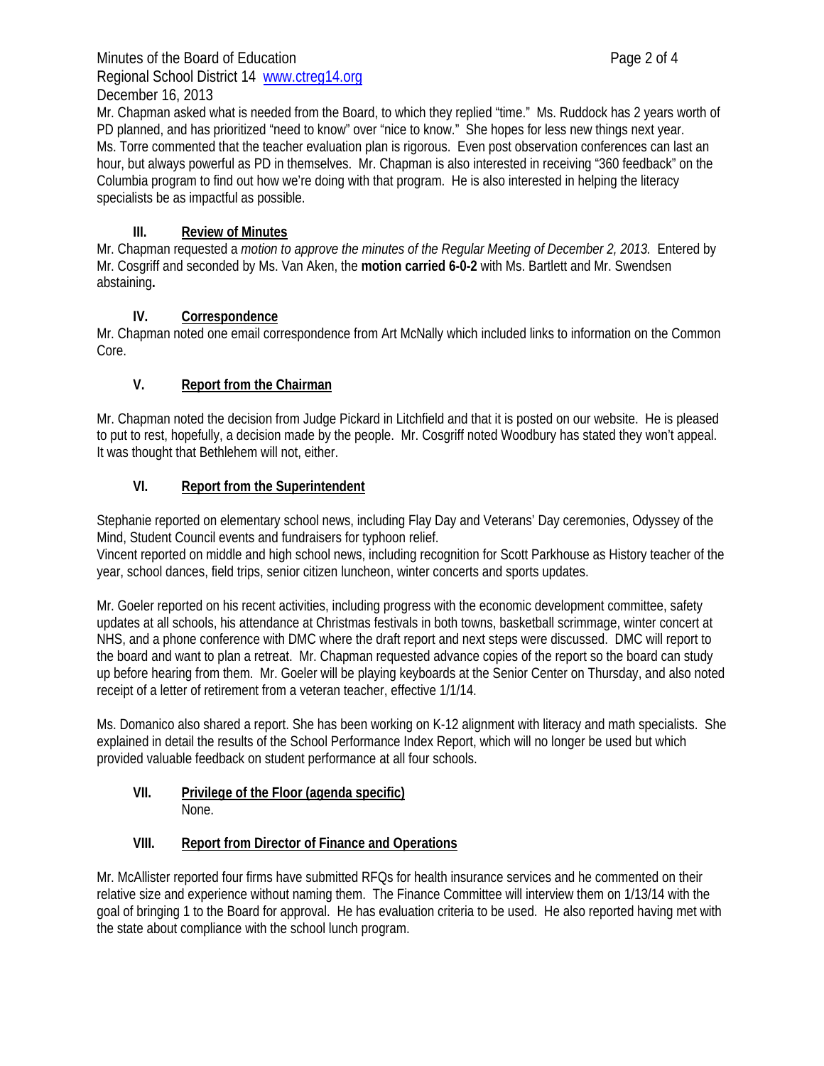Mr. Chapman asked what is needed from the Board, to which they replied "time." Ms. Ruddock has 2 years worth of PD planned, and has prioritized "need to know" over "nice to know." She hopes for less new things next year. Ms. Torre commented that the teacher evaluation plan is rigorous. Even post observation conferences can last an hour, but always powerful as PD in themselves. Mr. Chapman is also interested in receiving "360 feedback" on the Columbia program to find out how we're doing with that program. He is also interested in helping the literacy specialists be as impactful as possible.

## III. Review of Minutes

Mr. Chapman requested a *motion to approve the minutes of the Regular Meeting of December 2, 2013.* Entered by Mr. Cosgriff and seconded by Ms. Van Aken, the **motion carried 6-0-2** with Ms. Bartlett and Mr. Swendsen abstaining**.**

## IV. Correspondence

Mr. Chapman noted one email correspondence from Art McNally which included links to information on the Common Core.

## V. Report from the Chairman

Mr. Chapman noted the decision from Judge Pickard in Litchfield and that it is posted on our website. He is pleased to put to rest, hopefully, a decision made by the people. Mr. Cosgriff noted Woodbury has stated they won't appeal. It was thought that Bethlehem will not, either.

## VI. Report from the Superintendent

Stephanie reported on elementary school news, including Flay Day and Veterans' Day ceremonies, Odyssey of the Mind, Student Council events and fundraisers for typhoon relief.
Vincent reported on middle and high school news, including recognition for Scott Parkhouse as History teacher of the year, school dances, field trips, senior citizen luncheon, winter concerts and sports updates.

Mr. Goeler reported on his recent activities, including progress with the economic development committee, safety updates at all schools, his attendance at Christmas festivals in both towns, basketball scrimmage, winter concert at NHS, and a phone conference with DMC where the draft report and next steps were discussed. DMC will report to the board and want to plan a retreat. Mr. Chapman requested advance copies of the report so the board can study up before hearing from them. Mr. Goeler will be playing keyboards at the Senior Center on Thursday, and also noted receipt of a letter of retirement from a veteran teacher, effective 1/1/14.

Ms. Domanico also shared a report. She has been working on K-12 alignment with literacy and math specialists. She explained in detail the results of the School Performance Index Report, which will no longer be used but which provided valuable feedback on student performance at all four schools.

## VII. Privilege of the Floor (agenda specific)

None.

## VIII. Report from Director of Finance and Operations

Mr. McAllister reported four firms have submitted RFQs for health insurance services and he commented on their relative size and experience without naming them. The Finance Committee will interview them on 1/13/14 with the goal of bringing 1 to the Board for approval. He has evaluation criteria to be used. He also reported having met with the state about compliance with the school lunch program.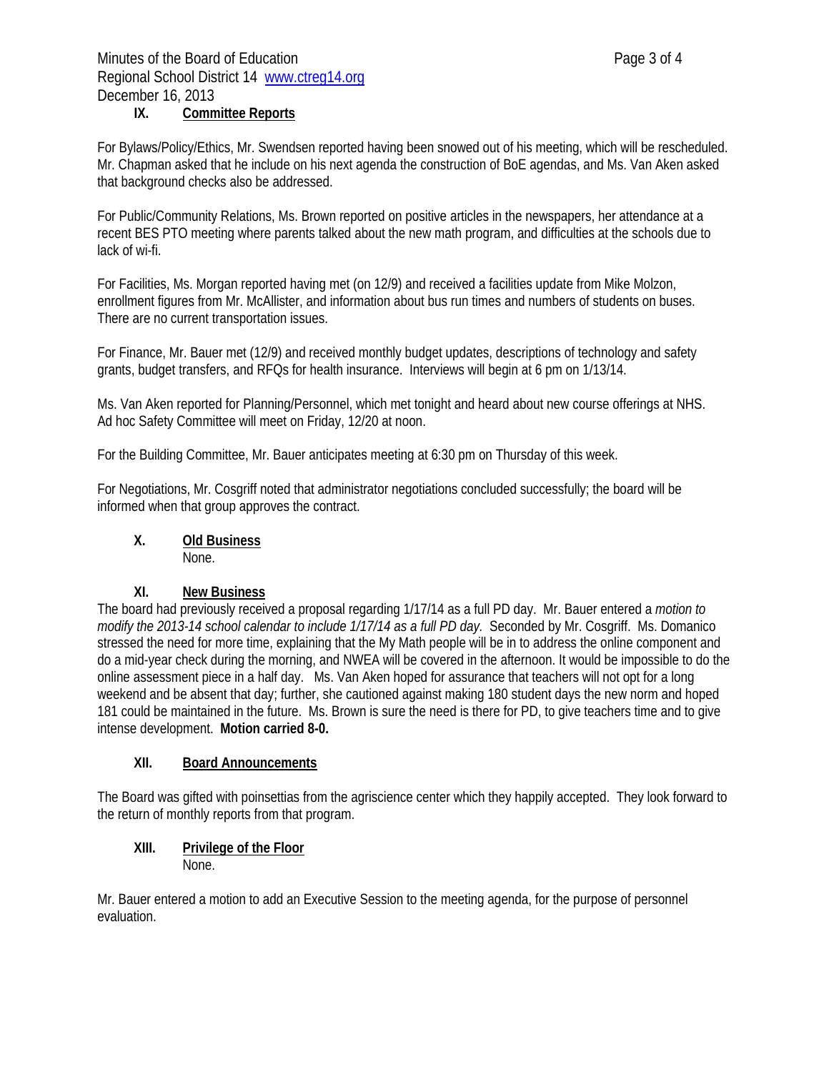## IX. Committee Reports

For Bylaws/Policy/Ethics, Mr. Swendsen reported having been snowed out of his meeting, which will be rescheduled. Mr. Chapman asked that he include on his next agenda the construction of BoE agendas, and Ms. Van Aken asked that background checks also be addressed.

For Public/Community Relations, Ms. Brown reported on positive articles in the newspapers, her attendance at a recent BES PTO meeting where parents talked about the new math program, and difficulties at the schools due to lack of wi-fi.

For Facilities, Ms. Morgan reported having met (on 12/9) and received a facilities update from Mike Molzon, enrollment figures from Mr. McAllister, and information about bus run times and numbers of students on buses. There are no current transportation issues.

For Finance, Mr. Bauer met (12/9) and received monthly budget updates, descriptions of technology and safety grants, budget transfers, and RFQs for health insurance. Interviews will begin at 6 pm on 1/13/14.

Ms. Van Aken reported for Planning/Personnel, which met tonight and heard about new course offerings at NHS. Ad hoc Safety Committee will meet on Friday, 12/20 at noon.

For the Building Committee, Mr. Bauer anticipates meeting at 6:30 pm on Thursday of this week.

For Negotiations, Mr. Cosgriff noted that administrator negotiations concluded successfully; the board will be informed when that group approves the contract.

## X. Old Business

None.

## XI. New Business

The board had previously received a proposal regarding 1/17/14 as a full PD day. Mr. Bauer entered a *motion to modify the 2013-14 school calendar to include 1/17/14 as a full PD day.* Seconded by Mr. Cosgriff. Ms. Domanico stressed the need for more time, explaining that the My Math people will be in to address the online component and do a mid-year check during the morning, and NWEA will be covered in the afternoon. It would be impossible to do the online assessment piece in a half day. Ms. Van Aken hoped for assurance that teachers will not opt for a long weekend and be absent that day; further, she cautioned against making 180 student days the new norm and hoped 181 could be maintained in the future. Ms. Brown is sure the need is there for PD, to give teachers time and to give intense development. **Motion carried 8-0.**

## XII. Board Announcements

The Board was gifted with poinsettias from the agriscience center which they happily accepted. They look forward to the return of monthly reports from that program.

## XIII. Privilege of the Floor

None.

Mr. Bauer entered a motion to add an Executive Session to the meeting agenda, for the purpose of personnel evaluation.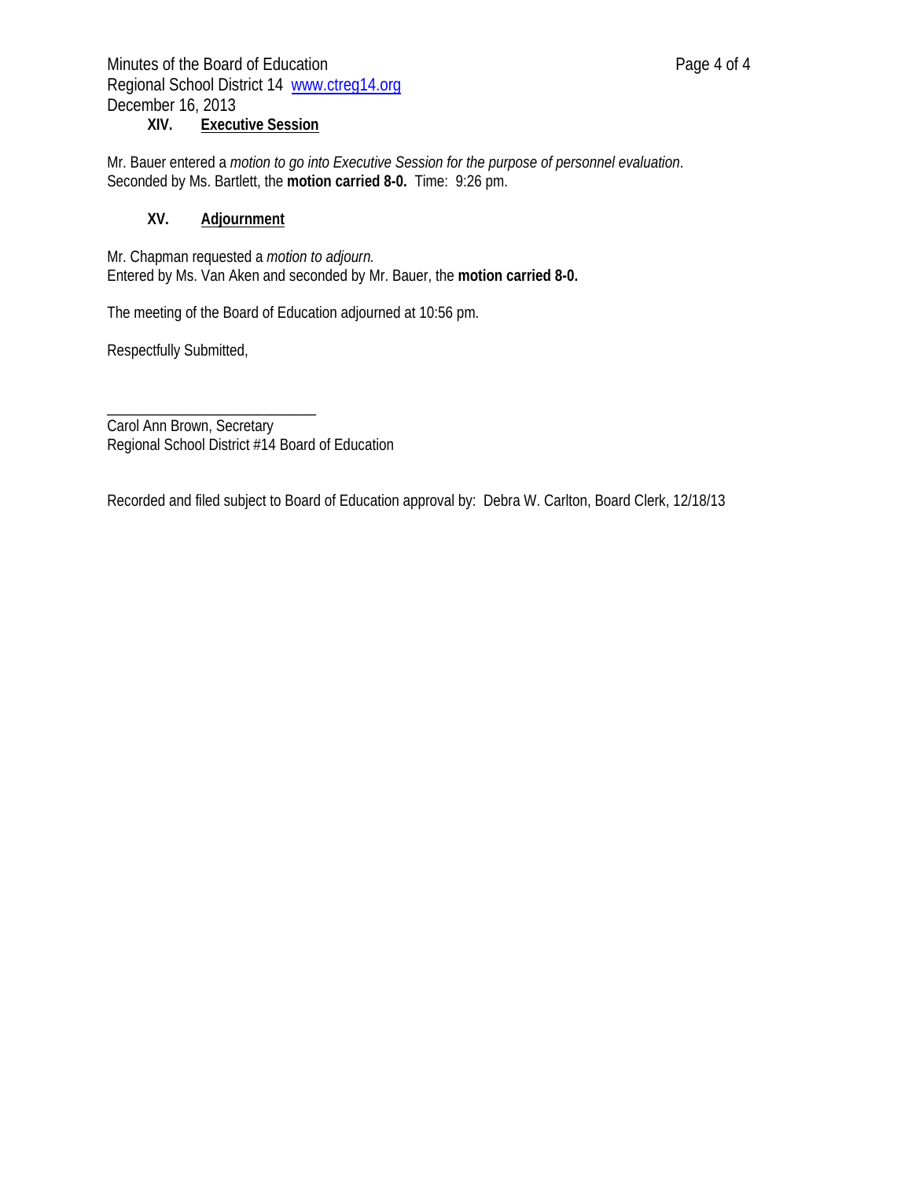## XIV. Executive Session

Mr. Bauer entered a *motion to go into Executive Session for the purpose of personnel evaluation*. Seconded by Ms. Bartlett, the **motion carried 8-0.** Time: 9:26 pm.

## XV. Adjournment

Mr. Chapman requested a *motion to adjourn.*
Entered by Ms. Van Aken and seconded by Mr. Bauer, the **motion carried 8-0.**

The meeting of the Board of Education adjourned at 10:56 pm.

Respectfully Submitted,

\_\_\_\_\_\_\_\_\_\_\_\_\_\_\_\_\_\_\_\_\_\_\_\_\_\_\_\_
Carol Ann Brown, Secretary
Regional School District #14 Board of Education

Recorded and filed subject to Board of Education approval by: Debra W. Carlton, Board Clerk, 12/18/13